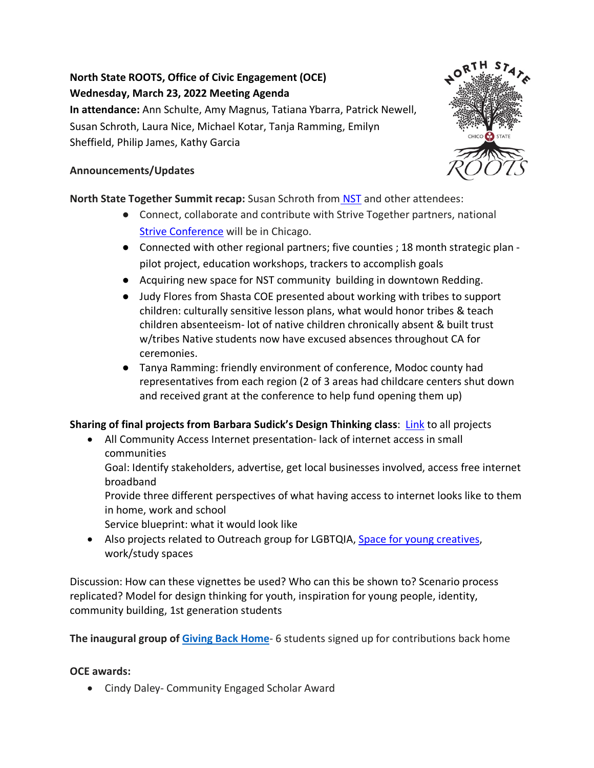**North State ROOTS, Office of Civic Engagement (OCE)**
**Wednesday, March 23, 2022 Meeting Agenda**
**In attendance:** Ann Schulte, Amy Magnus, Tatiana Ybarra, Patrick Newell, Susan Schroth, Laura Nice, Michael Kotar, Tanja Ramming, Emilyn Sheffield, Philip James, Kathy Garcia

**Announcements/Updates**

**North State Together Summit recap:** Susan Schroth from NST and other attendees:

- Connect, collaborate and contribute with Strive Together partners, national Strive Conference will be in Chicago.
- Connected with other regional partners; five counties ; 18 month strategic plan - pilot project, education workshops, trackers to accomplish goals
- Acquiring new space for NST community building in downtown Redding.
- Judy Flores from Shasta COE presented about working with tribes to support children: culturally sensitive lesson plans, what would honor tribes & teach children absenteeism- lot of native children chronically absent & built trust w/tribes Native students now have excused absences throughout CA for ceremonies.
- Tanya Ramming: friendly environment of conference, Modoc county had representatives from each region (2 of 3 areas had childcare centers shut down and received grant at the conference to help fund opening them up)

**Sharing of final projects from Barbara Sudick's Design Thinking class**: Link to all projects

- All Community Access Internet presentation- lack of internet access in small communities
  Goal: Identify stakeholders, advertise, get local businesses involved, access free internet broadband
  Provide three different perspectives of what having access to internet looks like to them in home, work and school
  Service blueprint: what it would look like
- Also projects related to Outreach group for LGBTQIA, Space for young creatives, work/study spaces

Discussion: How can these vignettes be used? Who can this be shown to? Scenario process replicated? Model for design thinking for youth, inspiration for young people, identity, community building, 1st generation students

**The inaugural group of Giving Back Home**- 6 students signed up for contributions back home

**OCE awards:**

- Cindy Daley- Community Engaged Scholar Award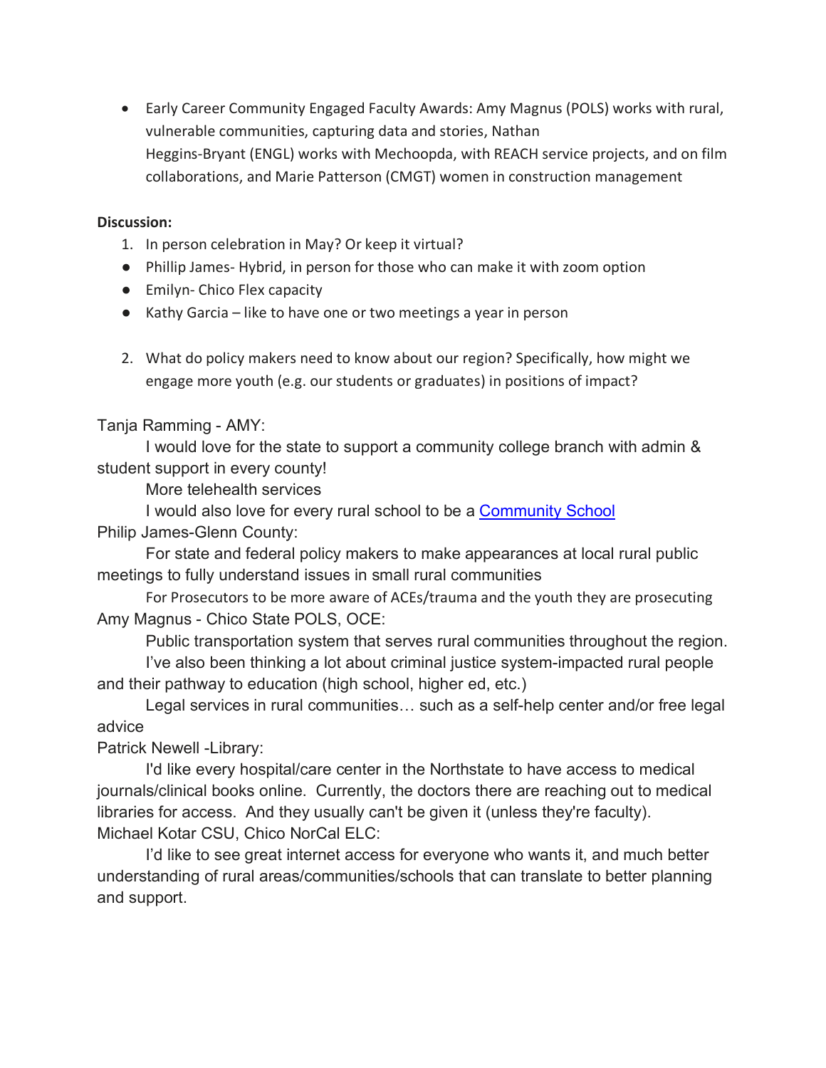- Early Career Community Engaged Faculty Awards: Amy Magnus (POLS) works with rural, vulnerable communities, capturing data and stories, Nathan Heggins-Bryant (ENGL) works with Mechoopda, with REACH service projects, and on film collaborations, and Marie Patterson (CMGT) women in construction management

**Discussion:**

1. In person celebration in May? Or keep it virtual?

- Phillip James- Hybrid, in person for those who can make it with zoom option
- Emilyn- Chico Flex capacity
- Kathy Garcia – like to have one or two meetings a year in person

2. What do policy makers need to know about our region? Specifically, how might we engage more youth (e.g. our students or graduates) in positions of impact?

Tanja Ramming - AMY:

I would love for the state to support a community college branch with admin & student support in every county!

More telehealth services

I would also love for every rural school to be a [Community School]

Philip James-Glenn County:

For state and federal policy makers to make appearances at local rural public meetings to fully understand issues in small rural communities

For Prosecutors to be more aware of ACEs/trauma and the youth they are prosecuting

Amy Magnus - Chico State POLS, OCE:

Public transportation system that serves rural communities throughout the region.

I've also been thinking a lot about criminal justice system-impacted rural people and their pathway to education (high school, higher ed, etc.)

Legal services in rural communities… such as a self-help center and/or free legal advice

Patrick Newell -Library:

I'd like every hospital/care center in the Northstate to have access to medical journals/clinical books online. Currently, the doctors there are reaching out to medical libraries for access. And they usually can't be given it (unless they're faculty).

Michael Kotar CSU, Chico NorCal ELC:

I'd like to see great internet access for everyone who wants it, and much better understanding of rural areas/communities/schools that can translate to better planning and support.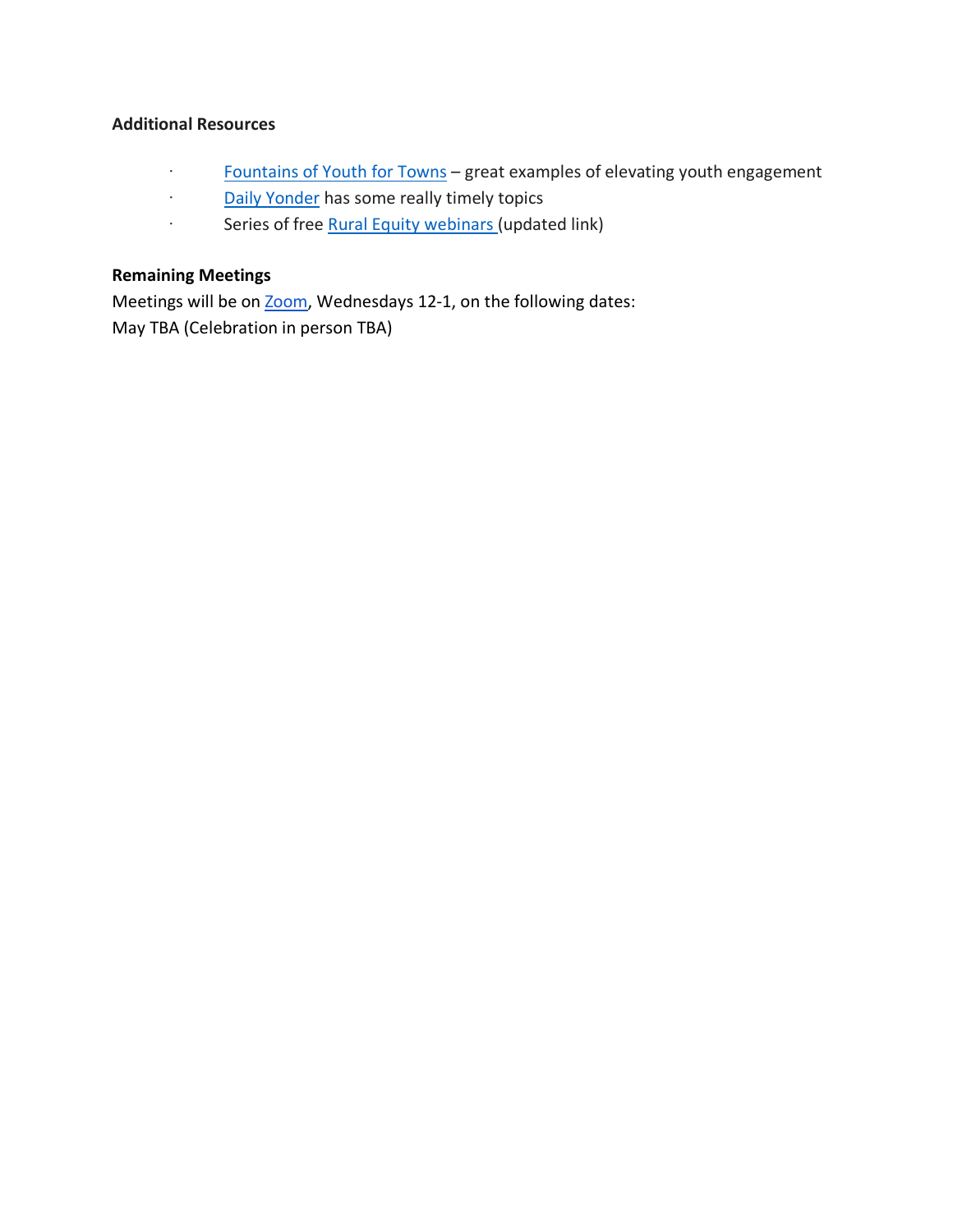**Additional Resources**

- Fountains of Youth for Towns – great examples of elevating youth engagement
- Daily Yonder has some really timely topics
- Series of free Rural Equity webinars (updated link)

**Remaining Meetings**

Meetings will be on Zoom, Wednesdays 12-1, on the following dates:
May TBA (Celebration in person TBA)